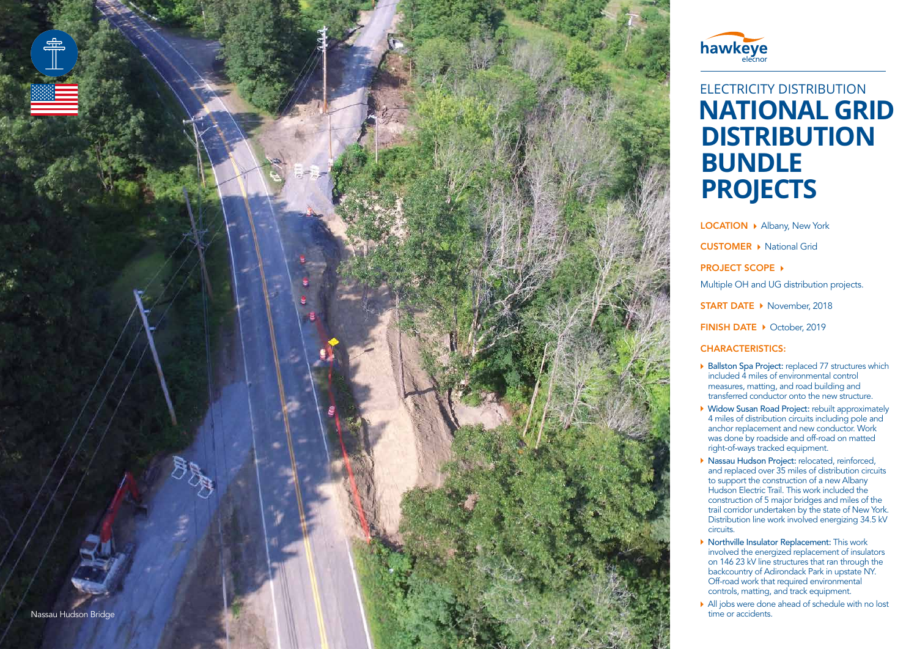Nassau Hudson Bridge

hawkeye
elecnor

ELECTRICITY DISTRIBUTION

# NATIONAL GRID DISTRIBUTION BUNDLE PROJECTS

**LOCATION** ▸ Albany, New York

**CUSTOMER** ▸ National Grid

**PROJECT SCOPE** ▸

Multiple OH and UG distribution projects.

**START DATE** ▸ November, 2018

**FINISH DATE** ▸ October, 2019

**CHARACTERISTICS:**

- **Ballston Spa Project:** replaced 77 structures which included 4 miles of environmental control measures, matting, and road building and transferred conductor onto the new structure.
- **Widow Susan Road Project:** rebuilt approximately 4 miles of distribution circuits including pole and anchor replacement and new conductor. Work was done by roadside and off-road on matted right-of-ways tracked equipment.
- **Nassau Hudson Project:** relocated, reinforced, and replaced over 35 miles of distribution circuits to support the construction of a new Albany Hudson Electric Trail. This work included the construction of 5 major bridges and miles of the trail corridor undertaken by the state of New York. Distribution line work involved energizing 34.5 kV circuits.
- **Northville Insulator Replacement:** This work involved the energized replacement of insulators on 146 23 kV line structures that ran through the backcountry of Adirondack Park in upstate NY. Off-road work that required environmental controls, matting, and track equipment.
- All jobs were done ahead of schedule with no lost time or accidents.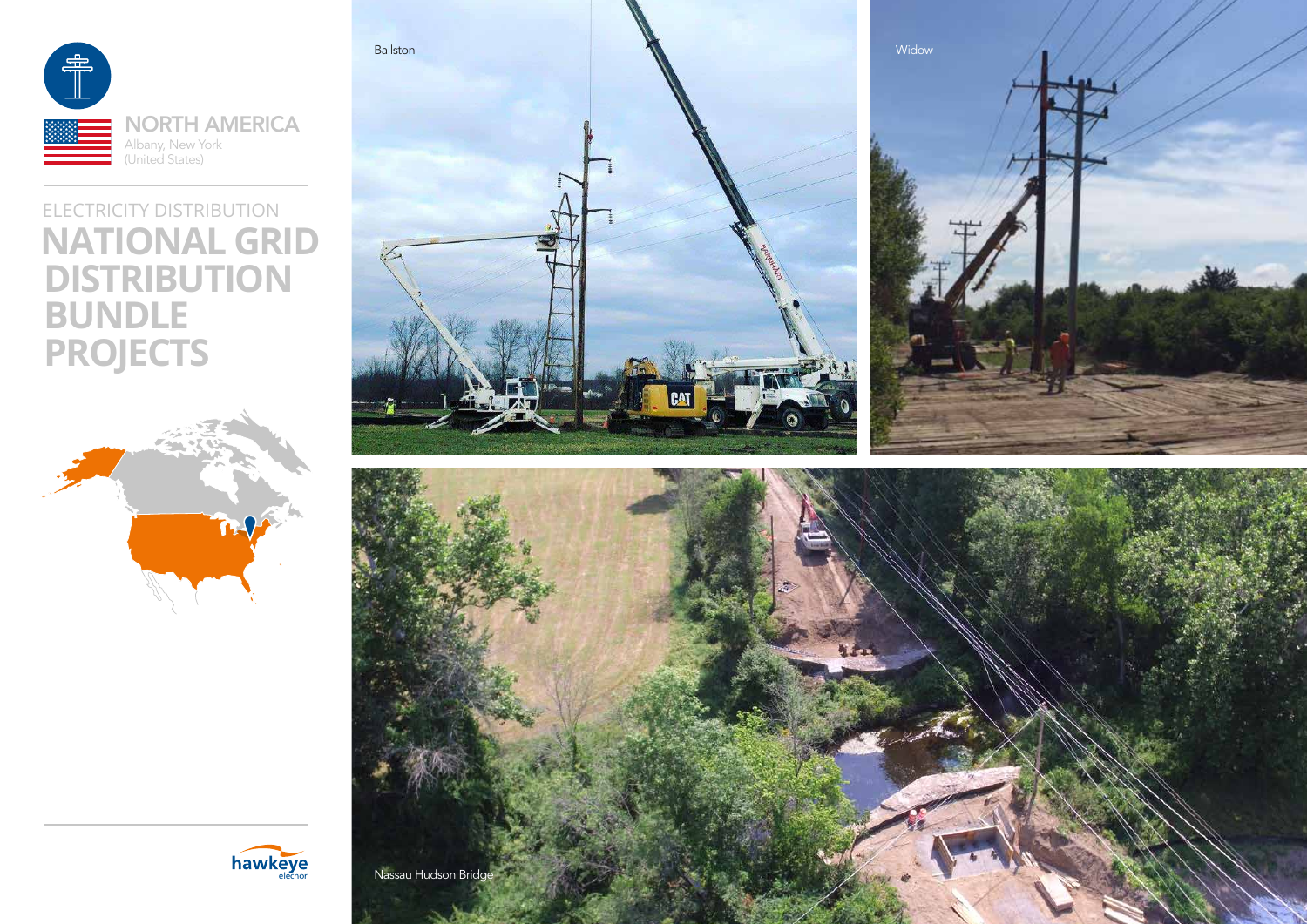NORTH AMERICA

Albany, New York (United States)

ELECTRICITY DISTRIBUTION

# NATIONAL GRID DISTRIBUTION BUNDLE PROJECTS

Ballston

Widow

Nassau Hudson Bridge